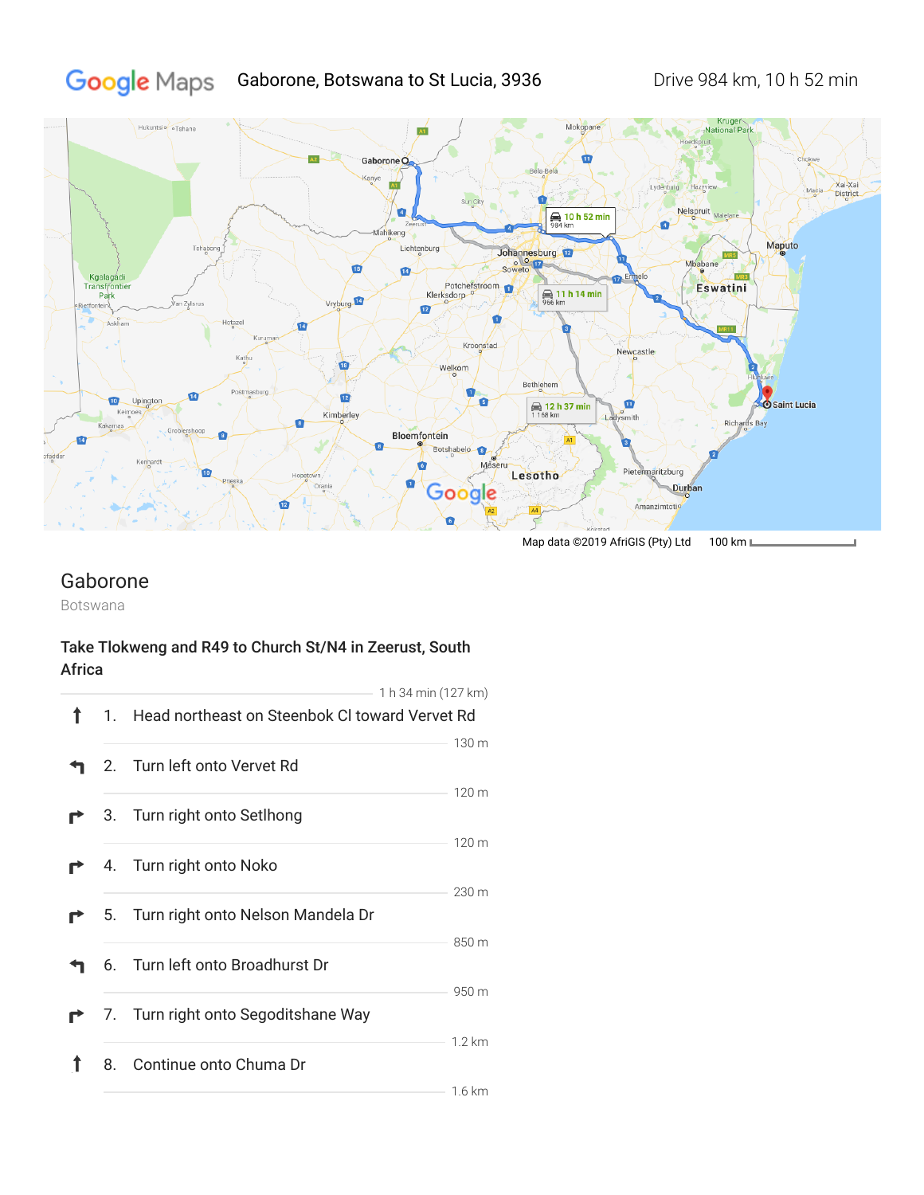Google Maps Gaboronе, Botswana to St Lucia, 3936 Drive 984 km, 10 h 52 min

Map data ©2019 AfriGIS (Pty) Ltd 100 km

# Gaborone

Botswana

**Take Tlokweng and R49 to Church St/N4 in Zeerust, South Africa**

1 h 34 min (127 km)

1. Head northeast on Steenbok Cl toward Vervet Rd

   130 m

2. Turn left onto Vervet Rd

   120 m

3. Turn right onto Setlhong

   120 m

4. Turn right onto Noko

   230 m

5. Turn right onto Nelson Mandela Dr

   850 m

6. Turn left onto Broadhurst Dr

   950 m

7. Turn right onto Segoditshane Way

   1.2 km

8. Continue onto Chuma Dr

   1.6 km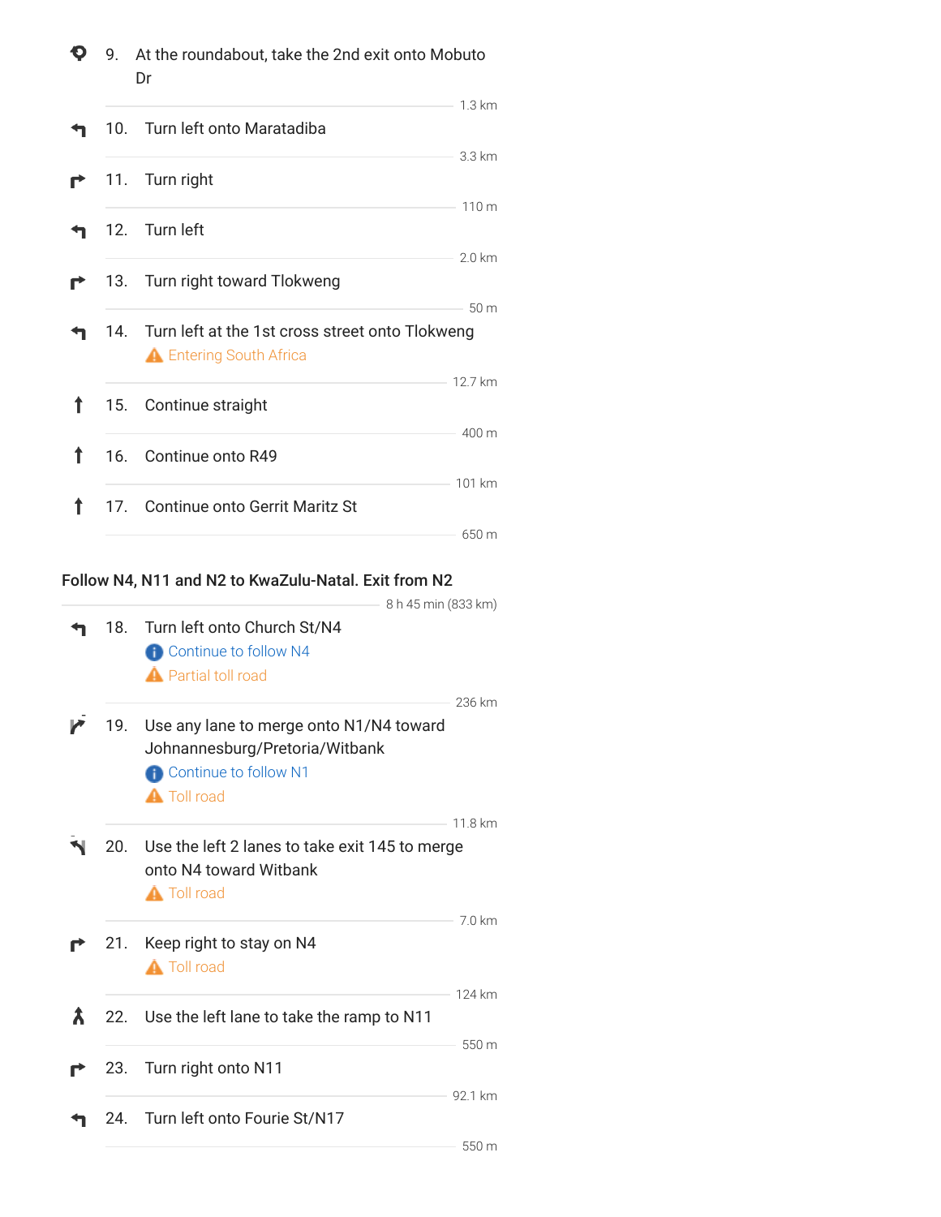9. At the roundabout, take the 2nd exit onto Mobuto Dr

1.3 km

10. Turn left onto Maratadiba

3.3 km

11. Turn right

110 m

12. Turn left

2.0 km

13. Turn right toward Tlokweng

50 m

14. Turn left at the 1st cross street onto Tlokweng
    Entering South Africa

12.7 km

15. Continue straight

400 m

16. Continue onto R49

101 km

17. Continue onto Gerrit Maritz St

650 m

**Follow N4, N11 and N2 to KwaZulu-Natal. Exit from N2**

8 h 45 min (833 km)

18. Turn left onto Church St/N4
    Continue to follow N4
    Partial toll road

236 km

19. Use any lane to merge onto N1/N4 toward Johannesburg/Pretoria/Witbank
    Continue to follow N1
    Toll road

11.8 km

20. Use the left 2 lanes to take exit 145 to merge onto N4 toward Witbank
    Toll road

7.0 km

21. Keep right to stay on N4
    Toll road

124 km

22. Use the left lane to take the ramp to N11

550 m

23. Turn right onto N11

92.1 km

24. Turn left onto Fourie St/N17

550 m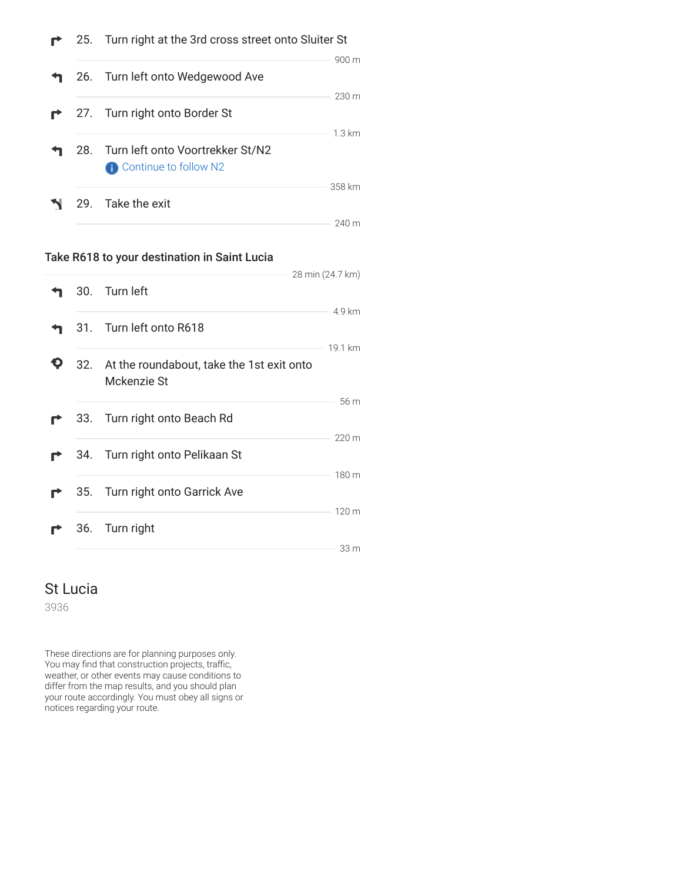25. Turn right at the 3rd cross street onto Sluiter St

900 m

26. Turn left onto Wedgewood Ave

230 m

27. Turn right onto Border St

1.3 km

28. Turn left onto Voortrekker St/N2
    Continue to follow N2

358 km

29. Take the exit

240 m

## Take R618 to your destination in Saint Lucia

28 min (24.7 km)

30. Turn left

4.9 km

31. Turn left onto R618

19.1 km

32. At the roundabout, take the 1st exit onto Mckenzie St

56 m

33. Turn right onto Beach Rd

220 m

34. Turn right onto Pelikaan St

180 m

35. Turn right onto Garrick Ave

120 m

36. Turn right

33 m

## St Lucia

3936

These directions are for planning purposes only. You may find that construction projects, traffic, weather, or other events may cause conditions to differ from the map results, and you should plan your route accordingly. You must obey all signs or notices regarding your route.